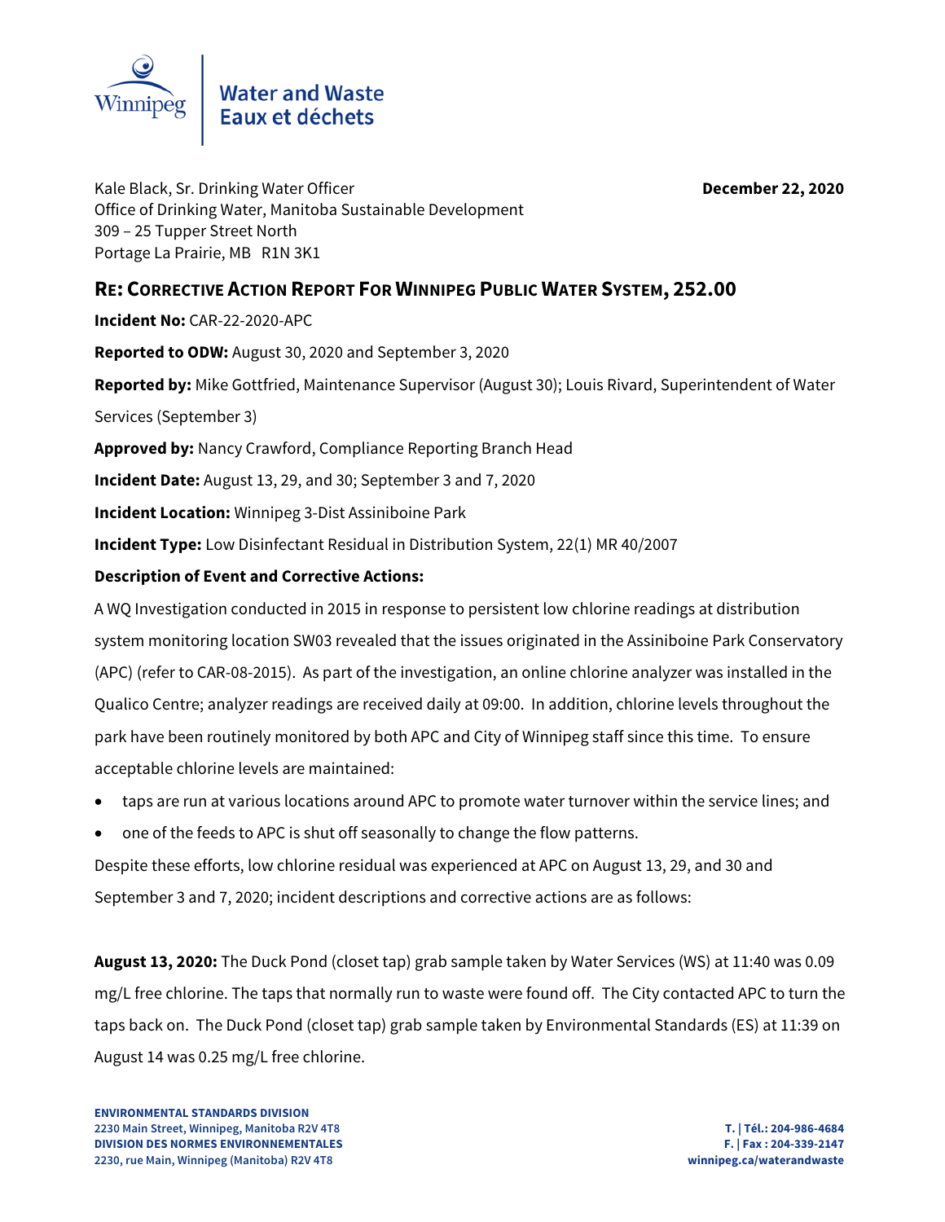Winnipeg

Water and Waste
Eaux et déchets

Kale Black, Sr. Drinking Water Officer
Office of Drinking Water, Manitoba Sustainable Development
309 – 25 Tupper Street North
Portage La Prairie, MB R1N 3K1

**December 22, 2020**

## RE: Corrective Action Report For Winnipeg Public Water System, 252.00

**Incident No:** CAR-22-2020-APC

**Reported to ODW:** August 30, 2020 and September 3, 2020

**Reported by:** Mike Gottfried, Maintenance Supervisor (August 30); Louis Rivard, Superintendent of Water Services (September 3)

**Approved by:** Nancy Crawford, Compliance Reporting Branch Head

**Incident Date:** August 13, 29, and 30; September 3 and 7, 2020

**Incident Location:** Winnipeg 3-Dist Assiniboine Park

**Incident Type:** Low Disinfectant Residual in Distribution System, 22(1) MR 40/2007

**Description of Event and Corrective Actions:**

A WQ Investigation conducted in 2015 in response to persistent low chlorine readings at distribution system monitoring location SW03 revealed that the issues originated in the Assiniboine Park Conservatory (APC) (refer to CAR-08-2015). As part of the investigation, an online chlorine analyzer was installed in the Qualico Centre; analyzer readings are received daily at 09:00. In addition, chlorine levels throughout the park have been routinely monitored by both APC and City of Winnipeg staff since this time. To ensure acceptable chlorine levels are maintained:

- taps are run at various locations around APC to promote water turnover within the service lines; and
- one of the feeds to APC is shut off seasonally to change the flow patterns.

Despite these efforts, low chlorine residual was experienced at APC on August 13, 29, and 30 and September 3 and 7, 2020; incident descriptions and corrective actions are as follows:

**August 13, 2020:** The Duck Pond (closet tap) grab sample taken by Water Services (WS) at 11:40 was 0.09 mg/L free chlorine. The taps that normally run to waste were found off. The City contacted APC to turn the taps back on. The Duck Pond (closet tap) grab sample taken by Environmental Standards (ES) at 11:39 on August 14 was 0.25 mg/L free chlorine.

**ENVIRONMENTAL STANDARDS DIVISION**
**2230 Main Street, Winnipeg, Manitoba R2V 4T8**
**DIVISION DES NORMES ENVIRONNEMENTALES**
**2230, rue Main, Winnipeg (Manitoba) R2V 4T8**

**T. | Tél.: 204-986-4684**
**F. | Fax : 204-339-2147**
**winnipeg.ca/waterandwaste**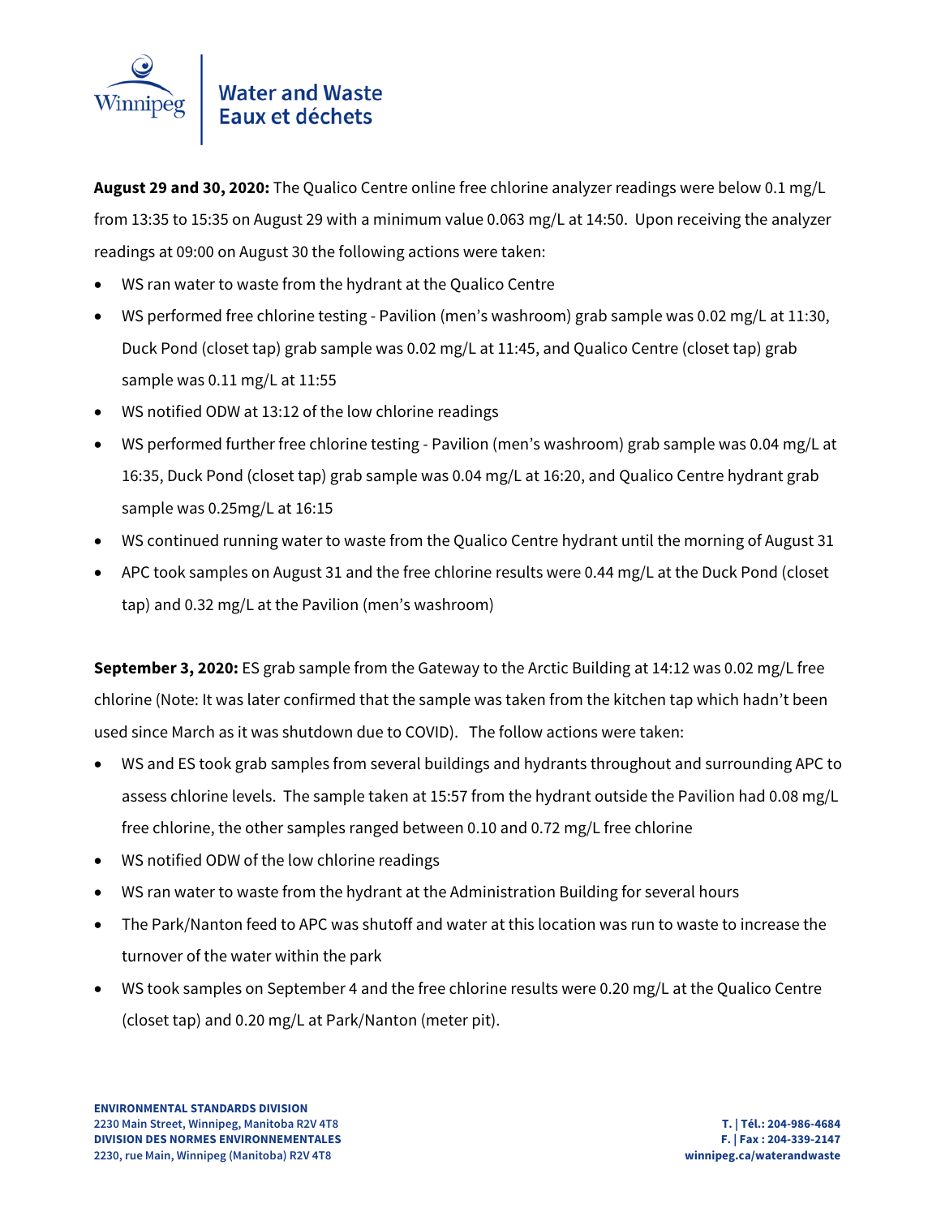**August 29 and 30, 2020:** The Qualico Centre online free chlorine analyzer readings were below 0.1 mg/L from 13:35 to 15:35 on August 29 with a minimum value 0.063 mg/L at 14:50. Upon receiving the analyzer readings at 09:00 on August 30 the following actions were taken:

- WS ran water to waste from the hydrant at the Qualico Centre
- WS performed free chlorine testing - Pavilion (men's washroom) grab sample was 0.02 mg/L at 11:30, Duck Pond (closet tap) grab sample was 0.02 mg/L at 11:45, and Qualico Centre (closet tap) grab sample was 0.11 mg/L at 11:55
- WS notified ODW at 13:12 of the low chlorine readings
- WS performed further free chlorine testing - Pavilion (men's washroom) grab sample was 0.04 mg/L at 16:35, Duck Pond (closet tap) grab sample was 0.04 mg/L at 16:20, and Qualico Centre hydrant grab sample was 0.25mg/L at 16:15
- WS continued running water to waste from the Qualico Centre hydrant until the morning of August 31
- APC took samples on August 31 and the free chlorine results were 0.44 mg/L at the Duck Pond (closet tap) and 0.32 mg/L at the Pavilion (men's washroom)

**September 3, 2020:** ES grab sample from the Gateway to the Arctic Building at 14:12 was 0.02 mg/L free chlorine (Note: It was later confirmed that the sample was taken from the kitchen tap which hadn't been used since March as it was shutdown due to COVID). The follow actions were taken:

- WS and ES took grab samples from several buildings and hydrants throughout and surrounding APC to assess chlorine levels. The sample taken at 15:57 from the hydrant outside the Pavilion had 0.08 mg/L free chlorine, the other samples ranged between 0.10 and 0.72 mg/L free chlorine
- WS notified ODW of the low chlorine readings
- WS ran water to waste from the hydrant at the Administration Building for several hours
- The Park/Nanton feed to APC was shutoff and water at this location was run to waste to increase the turnover of the water within the park
- WS took samples on September 4 and the free chlorine results were 0.20 mg/L at the Qualico Centre (closet tap) and 0.20 mg/L at Park/Nanton (meter pit).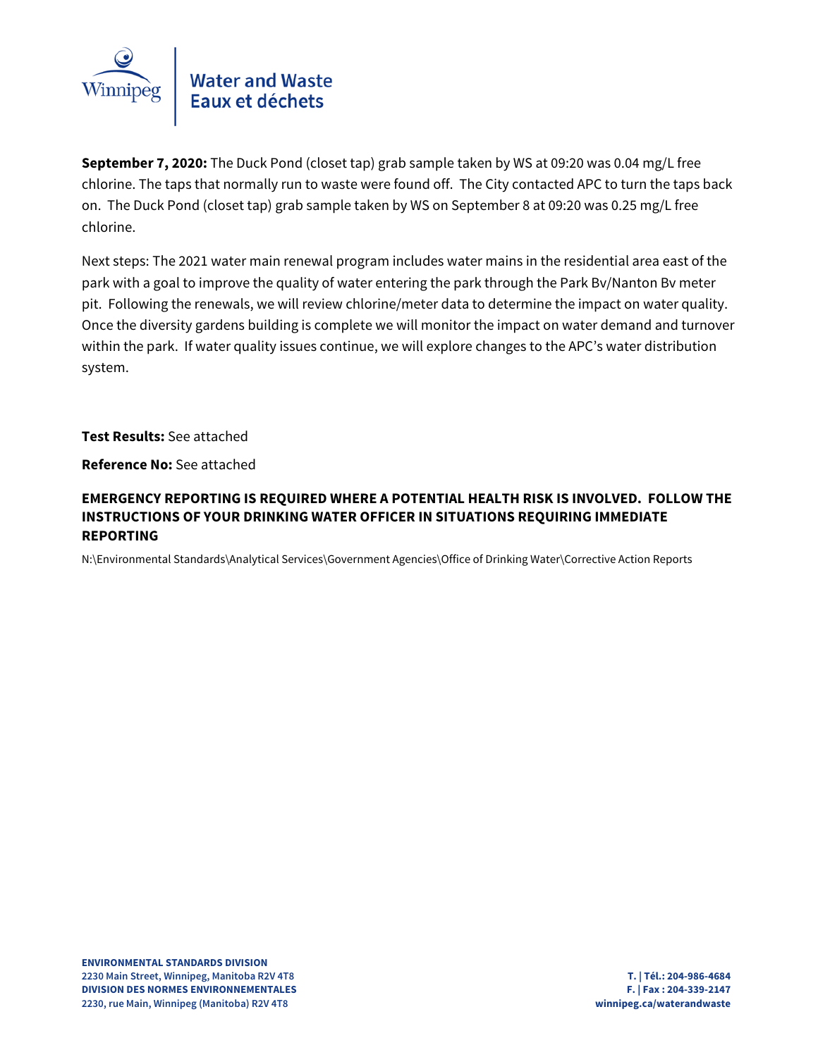**September 7, 2020:** The Duck Pond (closet tap) grab sample taken by WS at 09:20 was 0.04 mg/L free chlorine. The taps that normally run to waste were found off. The City contacted APC to turn the taps back on. The Duck Pond (closet tap) grab sample taken by WS on September 8 at 09:20 was 0.25 mg/L free chlorine.

Next steps: The 2021 water main renewal program includes water mains in the residential area east of the park with a goal to improve the quality of water entering the park through the Park Bv/Nanton Bv meter pit. Following the renewals, we will review chlorine/meter data to determine the impact on water quality. Once the diversity gardens building is complete we will monitor the impact on water demand and turnover within the park. If water quality issues continue, we will explore changes to the APC's water distribution system.

**Test Results:** See attached

**Reference No:** See attached

**EMERGENCY REPORTING IS REQUIRED WHERE A POTENTIAL HEALTH RISK IS INVOLVED. FOLLOW THE INSTRUCTIONS OF YOUR DRINKING WATER OFFICER IN SITUATIONS REQUIRING IMMEDIATE REPORTING**

N:\Environmental Standards\Analytical Services\Government Agencies\Office of Drinking Water\Corrective Action Reports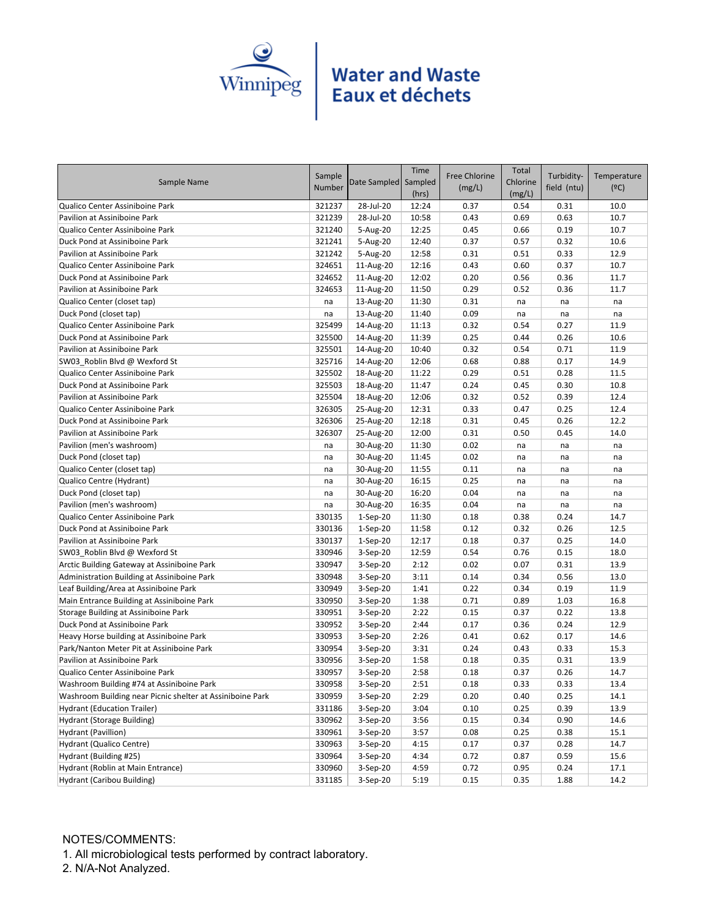Winnipeg

**Water and Waste**
**Eaux et déchets**

| Sample Name | Sample Number | Date Sampled | Time Sampled (hrs) | Free Chlorine (mg/L) | Total Chlorine (mg/L) | Turbidity-field (ntu) | Temperature (ºC) |
|---|---|---|---|---|---|---|---|
| Qualico Center Assiniboine Park | 321237 | 28-Jul-20 | 12:24 | 0.37 | 0.54 | 0.31 | 10.0 |
| Pavilion at Assiniboine Park | 321239 | 28-Jul-20 | 10:58 | 0.43 | 0.69 | 0.63 | 10.7 |
| Qualico Center Assiniboine Park | 321240 | 5-Aug-20 | 12:25 | 0.45 | 0.66 | 0.19 | 10.7 |
| Duck Pond at Assiniboine Park | 321241 | 5-Aug-20 | 12:40 | 0.37 | 0.57 | 0.32 | 10.6 |
| Pavilion at Assiniboine Park | 321242 | 5-Aug-20 | 12:58 | 0.31 | 0.51 | 0.33 | 12.9 |
| Qualico Center Assiniboine Park | 324651 | 11-Aug-20 | 12:16 | 0.43 | 0.60 | 0.37 | 10.7 |
| Duck Pond at Assiniboine Park | 324652 | 11-Aug-20 | 12:02 | 0.20 | 0.56 | 0.36 | 11.7 |
| Pavilion at Assiniboine Park | 324653 | 11-Aug-20 | 11:50 | 0.29 | 0.52 | 0.36 | 11.7 |
| Qualico Center (closet tap) | na | 13-Aug-20 | 11:30 | 0.31 | na | na | na |
| Duck Pond (closet tap) | na | 13-Aug-20 | 11:40 | 0.09 | na | na | na |
| Qualico Center Assiniboine Park | 325499 | 14-Aug-20 | 11:13 | 0.32 | 0.54 | 0.27 | 11.9 |
| Duck Pond at Assiniboine Park | 325500 | 14-Aug-20 | 11:39 | 0.25 | 0.44 | 0.26 | 10.6 |
| Pavilion at Assiniboine Park | 325501 | 14-Aug-20 | 10:40 | 0.32 | 0.54 | 0.71 | 11.9 |
| SW03_Roblin Blvd @ Wexford St | 325716 | 14-Aug-20 | 12:06 | 0.68 | 0.88 | 0.17 | 14.9 |
| Qualico Center Assiniboine Park | 325502 | 18-Aug-20 | 11:22 | 0.29 | 0.51 | 0.28 | 11.5 |
| Duck Pond at Assiniboine Park | 325503 | 18-Aug-20 | 11:47 | 0.24 | 0.45 | 0.30 | 10.8 |
| Pavilion at Assiniboine Park | 325504 | 18-Aug-20 | 12:06 | 0.32 | 0.52 | 0.39 | 12.4 |
| Qualico Center Assiniboine Park | 326305 | 25-Aug-20 | 12:31 | 0.33 | 0.47 | 0.25 | 12.4 |
| Duck Pond at Assiniboine Park | 326306 | 25-Aug-20 | 12:18 | 0.31 | 0.45 | 0.26 | 12.2 |
| Pavilion at Assiniboine Park | 326307 | 25-Aug-20 | 12:00 | 0.31 | 0.50 | 0.45 | 14.0 |
| Pavilion (men's washroom) | na | 30-Aug-20 | 11:30 | 0.02 | na | na | na |
| Duck Pond (closet tap) | na | 30-Aug-20 | 11:45 | 0.02 | na | na | na |
| Qualico Center (closet tap) | na | 30-Aug-20 | 11:55 | 0.11 | na | na | na |
| Qualico Centre (Hydrant) | na | 30-Aug-20 | 16:15 | 0.25 | na | na | na |
| Duck Pond (closet tap) | na | 30-Aug-20 | 16:20 | 0.04 | na | na | na |
| Pavilion (men's washroom) | na | 30-Aug-20 | 16:35 | 0.04 | na | na | na |
| Qualico Center Assiniboine Park | 330135 | 1-Sep-20 | 11:30 | 0.18 | 0.38 | 0.24 | 14.7 |
| Duck Pond at Assiniboine Park | 330136 | 1-Sep-20 | 11:58 | 0.12 | 0.32 | 0.26 | 12.5 |
| Pavilion at Assiniboine Park | 330137 | 1-Sep-20 | 12:17 | 0.18 | 0.37 | 0.25 | 14.0 |
| SW03_Roblin Blvd @ Wexford St | 330946 | 1-Sep-20 | 12:59 | 0.54 | 0.76 | 0.15 | 18.0 |
| Arctic Building Gateway at Assiniboine Park | 330947 | 3-Sep-20 | 2:12 | 0.02 | 0.07 | 0.31 | 13.9 |
| Administration Building at Assiniboine Park | 330948 | 3-Sep-20 | 3:11 | 0.14 | 0.34 | 0.56 | 13.0 |
| Leaf Building/Area at Assiniboine Park | 330949 | 3-Sep-20 | 1:41 | 0.22 | 0.34 | 0.19 | 11.9 |
| Main Entrance Building at Assiniboine Park | 330950 | 3-Sep-20 | 1:38 | 0.71 | 0.89 | 1.03 | 16.8 |
| Storage Building at Assiniboine Park | 330951 | 3-Sep-20 | 2:22 | 0.15 | 0.37 | 0.22 | 13.8 |
| Duck Pond at Assiniboine Park | 330952 | 3-Sep-20 | 2:44 | 0.17 | 0.36 | 0.24 | 12.9 |
| Heavy Horse building at Assiniboine Park | 330953 | 3-Sep-20 | 2:26 | 0.41 | 0.62 | 0.17 | 14.6 |
| Park/Nanton Meter Pit at Assiniboine Park | 330954 | 3-Sep-20 | 3:31 | 0.24 | 0.43 | 0.33 | 15.3 |
| Pavilion at Assiniboine Park | 330956 | 3-Sep-20 | 1:58 | 0.18 | 0.35 | 0.31 | 13.9 |
| Qualico Center Assiniboine Park | 330957 | 3-Sep-20 | 2:58 | 0.18 | 0.37 | 0.26 | 14.7 |
| Washroom Building #74 at Assiniboine Park | 330958 | 3-Sep-20 | 2:51 | 0.18 | 0.33 | 0.33 | 13.4 |
| Washroom Building near Picnic shelter at Assiniboine Park | 330959 | 3-Sep-20 | 2:29 | 0.20 | 0.40 | 0.25 | 14.1 |
| Hydrant (Education Trailer) | 331186 | 3-Sep-20 | 3:04 | 0.10 | 0.25 | 0.39 | 13.9 |
| Hydrant (Storage Building) | 330962 | 3-Sep-20 | 3:56 | 0.15 | 0.34 | 0.90 | 14.6 |
| Hydrant (Pavillion) | 330961 | 3-Sep-20 | 3:57 | 0.08 | 0.25 | 0.38 | 15.1 |
| Hydrant (Qualico Centre) | 330963 | 3-Sep-20 | 4:15 | 0.17 | 0.37 | 0.28 | 14.7 |
| Hydrant (Building #25) | 330964 | 3-Sep-20 | 4:34 | 0.72 | 0.87 | 0.59 | 15.6 |
| Hydrant (Roblin at Main Entrance) | 330960 | 3-Sep-20 | 4:59 | 0.72 | 0.95 | 0.24 | 17.1 |
| Hydrant (Caribou Building) | 331185 | 3-Sep-20 | 5:19 | 0.15 | 0.35 | 1.88 | 14.2 |

NOTES/COMMENTS:
1. All microbiological tests performed by contract laboratory.
2. N/A-Not Analyzed.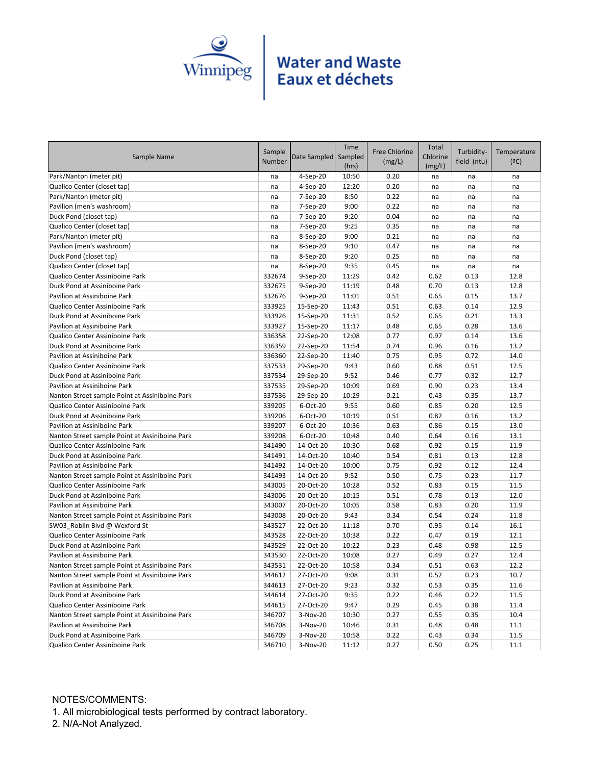Winnipeg

**Water and Waste**
**Eaux et déchets**

| Sample Name | Sample Number | Date Sampled | Time Sampled (hrs) | Free Chlorine (mg/L) | Total Chlorine (mg/L) | Turbidity-field (ntu) | Temperature (ºC) |
|---|---|---|---|---|---|---|---|
| Park/Nanton (meter pit) | na | 4-Sep-20 | 10:50 | 0.20 | na | na | na |
| Qualico Center (closet tap) | na | 4-Sep-20 | 12:20 | 0.20 | na | na | na |
| Park/Nanton (meter pit) | na | 7-Sep-20 | 8:50 | 0.22 | na | na | na |
| Pavilion (men's washroom) | na | 7-Sep-20 | 9:00 | 0.22 | na | na | na |
| Duck Pond (closet tap) | na | 7-Sep-20 | 9:20 | 0.04 | na | na | na |
| Qualico Center (closet tap) | na | 7-Sep-20 | 9:25 | 0.35 | na | na | na |
| Park/Nanton (meter pit) | na | 8-Sep-20 | 9:00 | 0.21 | na | na | na |
| Pavilion (men's washroom) | na | 8-Sep-20 | 9:10 | 0.47 | na | na | na |
| Duck Pond (closet tap) | na | 8-Sep-20 | 9:20 | 0.25 | na | na | na |
| Qualico Center (closet tap) | na | 8-Sep-20 | 9:35 | 0.45 | na | na | na |
| Qualico Center Assiniboine Park | 332674 | 9-Sep-20 | 11:29 | 0.42 | 0.62 | 0.13 | 12.8 |
| Duck Pond at Assiniboine Park | 332675 | 9-Sep-20 | 11:19 | 0.48 | 0.70 | 0.13 | 12.8 |
| Pavilion at Assiniboine Park | 332676 | 9-Sep-20 | 11:01 | 0.51 | 0.65 | 0.15 | 13.7 |
| Qualico Center Assiniboine Park | 333925 | 15-Sep-20 | 11:43 | 0.51 | 0.63 | 0.14 | 12.9 |
| Duck Pond at Assiniboine Park | 333926 | 15-Sep-20 | 11:31 | 0.52 | 0.65 | 0.21 | 13.3 |
| Pavilion at Assiniboine Park | 333927 | 15-Sep-20 | 11:17 | 0.48 | 0.65 | 0.28 | 13.6 |
| Qualico Center Assiniboine Park | 336358 | 22-Sep-20 | 12:08 | 0.77 | 0.97 | 0.14 | 13.6 |
| Duck Pond at Assiniboine Park | 336359 | 22-Sep-20 | 11:54 | 0.74 | 0.96 | 0.16 | 13.2 |
| Pavilion at Assiniboine Park | 336360 | 22-Sep-20 | 11:40 | 0.75 | 0.95 | 0.72 | 14.0 |
| Qualico Center Assiniboine Park | 337533 | 29-Sep-20 | 9:43 | 0.60 | 0.88 | 0.51 | 12.5 |
| Duck Pond at Assiniboine Park | 337534 | 29-Sep-20 | 9:52 | 0.46 | 0.77 | 0.32 | 12.7 |
| Pavilion at Assiniboine Park | 337535 | 29-Sep-20 | 10:09 | 0.69 | 0.90 | 0.23 | 13.4 |
| Nanton Street sample Point at Assiniboine Park | 337536 | 29-Sep-20 | 10:29 | 0.21 | 0.43 | 0.35 | 13.7 |
| Qualico Center Assiniboine Park | 339205 | 6-Oct-20 | 9:55 | 0.60 | 0.85 | 0.20 | 12.5 |
| Duck Pond at Assiniboine Park | 339206 | 6-Oct-20 | 10:19 | 0.51 | 0.82 | 0.16 | 13.2 |
| Pavilion at Assiniboine Park | 339207 | 6-Oct-20 | 10:36 | 0.63 | 0.86 | 0.15 | 13.0 |
| Nanton Street sample Point at Assiniboine Park | 339208 | 6-Oct-20 | 10:48 | 0.40 | 0.64 | 0.16 | 13.1 |
| Qualico Center Assiniboine Park | 341490 | 14-Oct-20 | 10:30 | 0.68 | 0.92 | 0.15 | 11.9 |
| Duck Pond at Assiniboine Park | 341491 | 14-Oct-20 | 10:40 | 0.54 | 0.81 | 0.13 | 12.8 |
| Pavilion at Assiniboine Park | 341492 | 14-Oct-20 | 10:00 | 0.75 | 0.92 | 0.12 | 12.4 |
| Nanton Street sample Point at Assiniboine Park | 341493 | 14-Oct-20 | 9:52 | 0.50 | 0.75 | 0.23 | 11.7 |
| Qualico Center Assiniboine Park | 343005 | 20-Oct-20 | 10:28 | 0.52 | 0.83 | 0.15 | 11.5 |
| Duck Pond at Assiniboine Park | 343006 | 20-Oct-20 | 10:15 | 0.51 | 0.78 | 0.13 | 12.0 |
| Pavilion at Assiniboine Park | 343007 | 20-Oct-20 | 10:05 | 0.58 | 0.83 | 0.20 | 11.9 |
| Nanton Street sample Point at Assiniboine Park | 343008 | 20-Oct-20 | 9:43 | 0.34 | 0.54 | 0.24 | 11.8 |
| SW03_Roblin Blvd @ Wexford St | 343527 | 22-Oct-20 | 11:18 | 0.70 | 0.95 | 0.14 | 16.1 |
| Qualico Center Assiniboine Park | 343528 | 22-Oct-20 | 10:38 | 0.22 | 0.47 | 0.19 | 12.1 |
| Duck Pond at Assiniboine Park | 343529 | 22-Oct-20 | 10:22 | 0.23 | 0.48 | 0.98 | 12.5 |
| Pavilion at Assiniboine Park | 343530 | 22-Oct-20 | 10:08 | 0.27 | 0.49 | 0.27 | 12.4 |
| Nanton Street sample Point at Assiniboine Park | 343531 | 22-Oct-20 | 10:58 | 0.34 | 0.51 | 0.63 | 12.2 |
| Nanton Street sample Point at Assiniboine Park | 344612 | 27-Oct-20 | 9:08 | 0.31 | 0.52 | 0.23 | 10.7 |
| Pavilion at Assiniboine Park | 344613 | 27-Oct-20 | 9:23 | 0.32 | 0.53 | 0.35 | 11.6 |
| Duck Pond at Assiniboine Park | 344614 | 27-Oct-20 | 9:35 | 0.22 | 0.46 | 0.22 | 11.5 |
| Qualico Center Assiniboine Park | 344615 | 27-Oct-20 | 9:47 | 0.29 | 0.45 | 0.38 | 11.4 |
| Nanton Street sample Point at Assiniboine Park | 346707 | 3-Nov-20 | 10:30 | 0.27 | 0.55 | 0.35 | 10.4 |
| Pavilion at Assiniboine Park | 346708 | 3-Nov-20 | 10:46 | 0.31 | 0.48 | 0.48 | 11.1 |
| Duck Pond at Assiniboine Park | 346709 | 3-Nov-20 | 10:58 | 0.22 | 0.43 | 0.34 | 11.5 |
| Qualico Center Assiniboine Park | 346710 | 3-Nov-20 | 11:12 | 0.27 | 0.50 | 0.25 | 11.1 |

NOTES/COMMENTS:
1. All microbiological tests performed by contract laboratory.
2. N/A-Not Analyzed.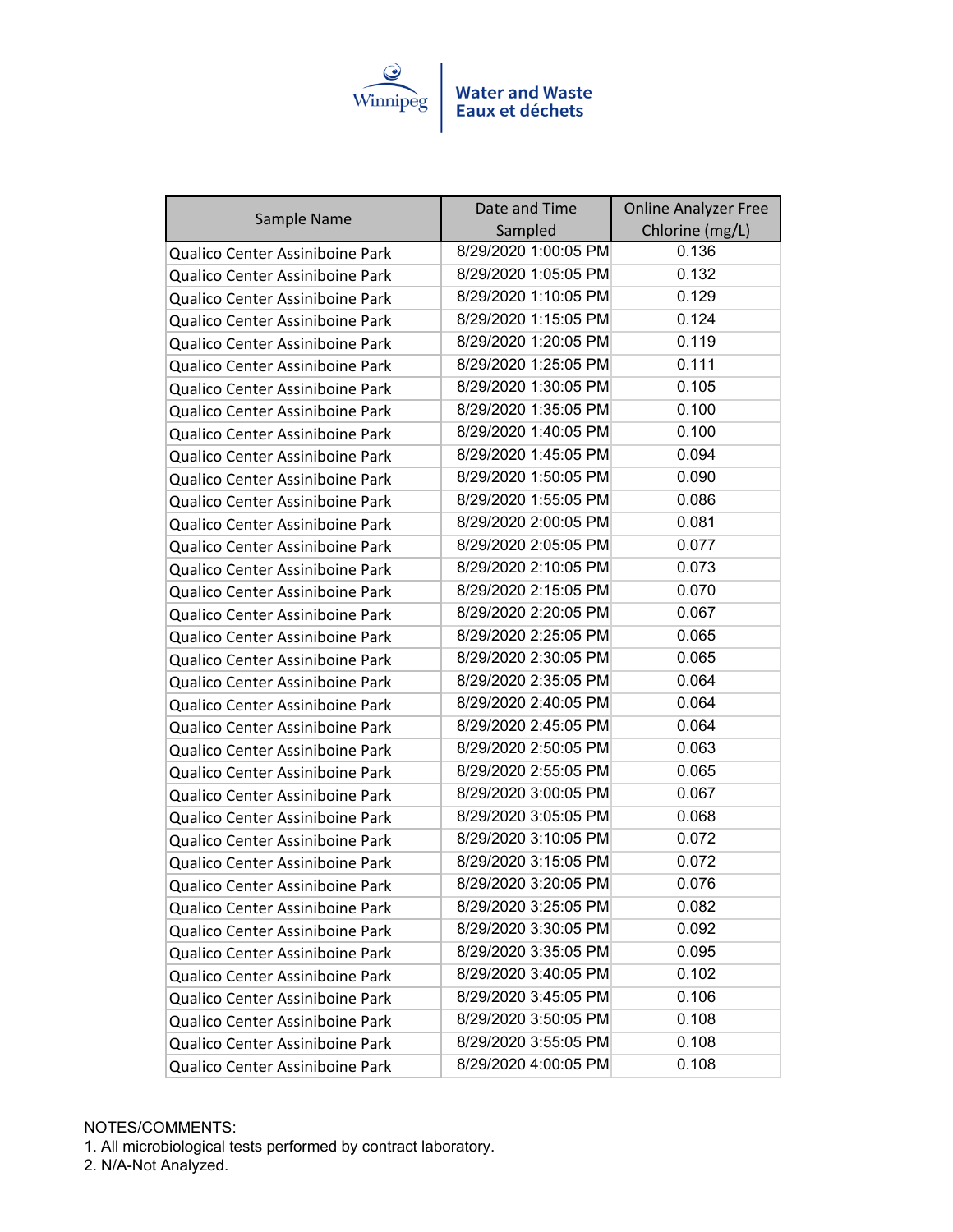Winnipeg | Water and Waste
Eaux et déchets

| Sample Name | Date and Time Sampled | Online Analyzer Free Chlorine (mg/L) |
|---|---|---|
| Qualico Center Assiniboine Park | 8/29/2020 1:00:05 PM | 0.136 |
| Qualico Center Assiniboine Park | 8/29/2020 1:05:05 PM | 0.132 |
| Qualico Center Assiniboine Park | 8/29/2020 1:10:05 PM | 0.129 |
| Qualico Center Assiniboine Park | 8/29/2020 1:15:05 PM | 0.124 |
| Qualico Center Assiniboine Park | 8/29/2020 1:20:05 PM | 0.119 |
| Qualico Center Assiniboine Park | 8/29/2020 1:25:05 PM | 0.111 |
| Qualico Center Assiniboine Park | 8/29/2020 1:30:05 PM | 0.105 |
| Qualico Center Assiniboine Park | 8/29/2020 1:35:05 PM | 0.100 |
| Qualico Center Assiniboine Park | 8/29/2020 1:40:05 PM | 0.100 |
| Qualico Center Assiniboine Park | 8/29/2020 1:45:05 PM | 0.094 |
| Qualico Center Assiniboine Park | 8/29/2020 1:50:05 PM | 0.090 |
| Qualico Center Assiniboine Park | 8/29/2020 1:55:05 PM | 0.086 |
| Qualico Center Assiniboine Park | 8/29/2020 2:00:05 PM | 0.081 |
| Qualico Center Assiniboine Park | 8/29/2020 2:05:05 PM | 0.077 |
| Qualico Center Assiniboine Park | 8/29/2020 2:10:05 PM | 0.073 |
| Qualico Center Assiniboine Park | 8/29/2020 2:15:05 PM | 0.070 |
| Qualico Center Assiniboine Park | 8/29/2020 2:20:05 PM | 0.067 |
| Qualico Center Assiniboine Park | 8/29/2020 2:25:05 PM | 0.065 |
| Qualico Center Assiniboine Park | 8/29/2020 2:30:05 PM | 0.065 |
| Qualico Center Assiniboine Park | 8/29/2020 2:35:05 PM | 0.064 |
| Qualico Center Assiniboine Park | 8/29/2020 2:40:05 PM | 0.064 |
| Qualico Center Assiniboine Park | 8/29/2020 2:45:05 PM | 0.064 |
| Qualico Center Assiniboine Park | 8/29/2020 2:50:05 PM | 0.063 |
| Qualico Center Assiniboine Park | 8/29/2020 2:55:05 PM | 0.065 |
| Qualico Center Assiniboine Park | 8/29/2020 3:00:05 PM | 0.067 |
| Qualico Center Assiniboine Park | 8/29/2020 3:05:05 PM | 0.068 |
| Qualico Center Assiniboine Park | 8/29/2020 3:10:05 PM | 0.072 |
| Qualico Center Assiniboine Park | 8/29/2020 3:15:05 PM | 0.072 |
| Qualico Center Assiniboine Park | 8/29/2020 3:20:05 PM | 0.076 |
| Qualico Center Assiniboine Park | 8/29/2020 3:25:05 PM | 0.082 |
| Qualico Center Assiniboine Park | 8/29/2020 3:30:05 PM | 0.092 |
| Qualico Center Assiniboine Park | 8/29/2020 3:35:05 PM | 0.095 |
| Qualico Center Assiniboine Park | 8/29/2020 3:40:05 PM | 0.102 |
| Qualico Center Assiniboine Park | 8/29/2020 3:45:05 PM | 0.106 |
| Qualico Center Assiniboine Park | 8/29/2020 3:50:05 PM | 0.108 |
| Qualico Center Assiniboine Park | 8/29/2020 3:55:05 PM | 0.108 |
| Qualico Center Assiniboine Park | 8/29/2020 4:00:05 PM | 0.108 |

NOTES/COMMENTS:
1. All microbiological tests performed by contract laboratory.
2. N/A-Not Analyzed.